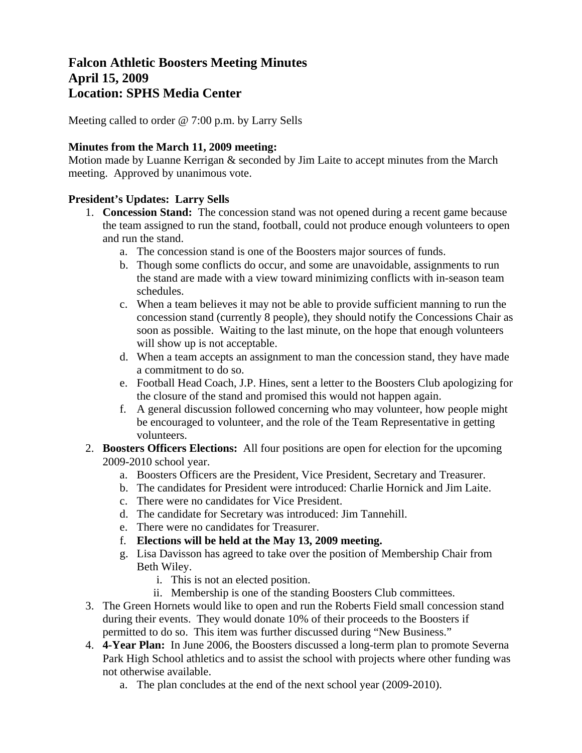# Falcon Athletic Boosters Meeting Minutes
# April 15, 2009
# Location: SPHS Media Center

Meeting called to order @ 7:00 p.m. by Larry Sells

**Minutes from the March 11, 2009 meeting:**
Motion made by Luanne Kerrigan & seconded by Jim Laite to accept minutes from the March meeting. Approved by unanimous vote.

**President's Updates: Larry Sells**

1. **Concession Stand:** The concession stand was not opened during a recent game because the team assigned to run the stand, football, could not produce enough volunteers to open and run the stand.
   a. The concession stand is one of the Boosters major sources of funds.
   b. Though some conflicts do occur, and some are unavoidable, assignments to run the stand are made with a view toward minimizing conflicts with in-season team schedules.
   c. When a team believes it may not be able to provide sufficient manning to run the concession stand (currently 8 people), they should notify the Concessions Chair as soon as possible. Waiting to the last minute, on the hope that enough volunteers will show up is not acceptable.
   d. When a team accepts an assignment to man the concession stand, they have made a commitment to do so.
   e. Football Head Coach, J.P. Hines, sent a letter to the Boosters Club apologizing for the closure of the stand and promised this would not happen again.
   f. A general discussion followed concerning who may volunteer, how people might be encouraged to volunteer, and the role of the Team Representative in getting volunteers.
2. **Boosters Officers Elections:** All four positions are open for election for the upcoming 2009-2010 school year.
   a. Boosters Officers are the President, Vice President, Secretary and Treasurer.
   b. The candidates for President were introduced: Charlie Hornick and Jim Laite.
   c. There were no candidates for Vice President.
   d. The candidate for Secretary was introduced: Jim Tannehill.
   e. There were no candidates for Treasurer.
   f. **Elections will be held at the May 13, 2009 meeting.**
   g. Lisa Davisson has agreed to take over the position of Membership Chair from Beth Wiley.
      i. This is not an elected position.
      ii. Membership is one of the standing Boosters Club committees.
3. The Green Hornets would like to open and run the Roberts Field small concession stand during their events. They would donate 10% of their proceeds to the Boosters if permitted to do so. This item was further discussed during "New Business."
4. **4-Year Plan:** In June 2006, the Boosters discussed a long-term plan to promote Severna Park High School athletics and to assist the school with projects where other funding was not otherwise available.
   a. The plan concludes at the end of the next school year (2009-2010).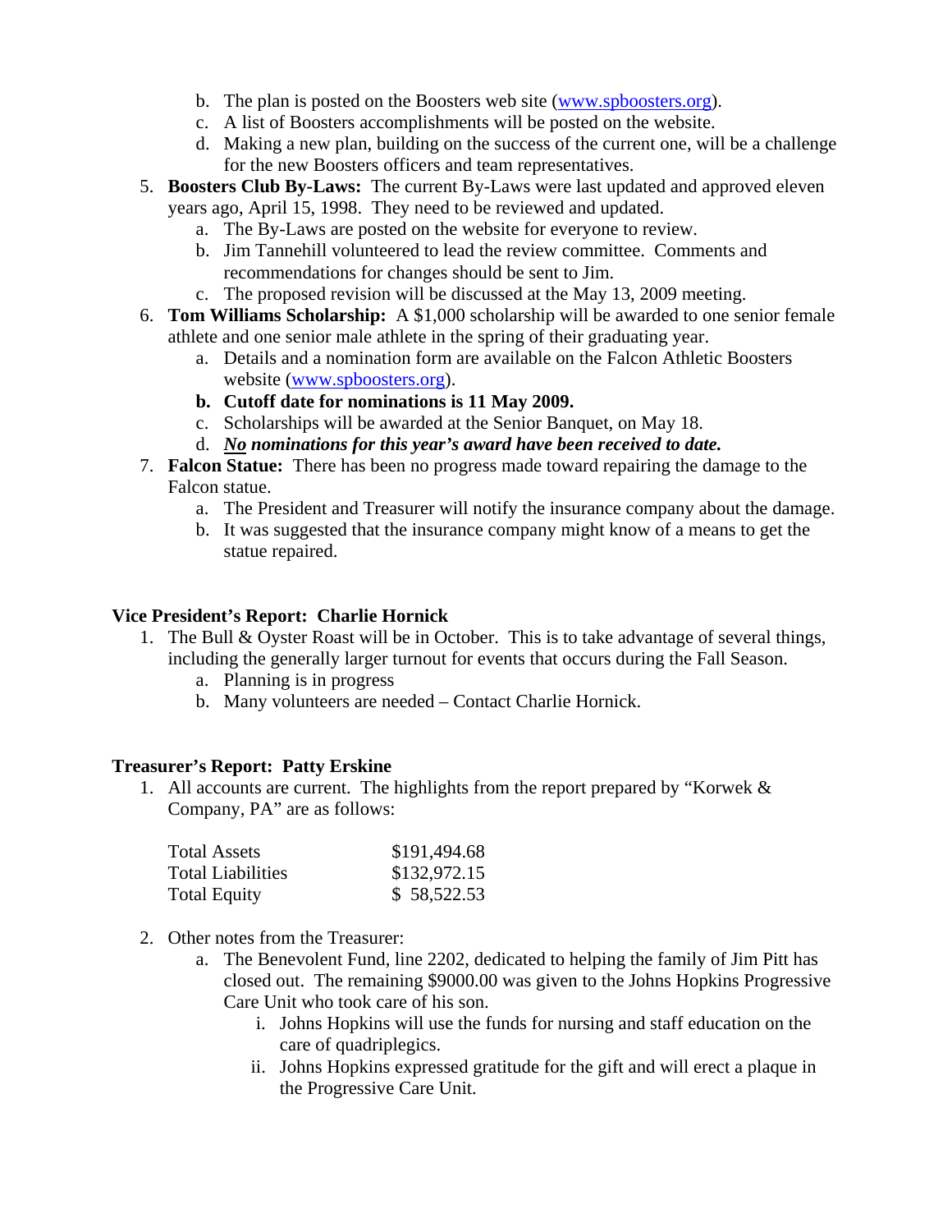b. The plan is posted on the Boosters web site ([www.spboosters.org](http://www.spboosters.org)).
   c. A list of Boosters accomplishments will be posted on the website.
   d. Making a new plan, building on the success of the current one, will be a challenge for the new Boosters officers and team representatives.
5. **Boosters Club By-Laws:** The current By-Laws were last updated and approved eleven years ago, April 15, 1998. They need to be reviewed and updated.
   a. The By-Laws are posted on the website for everyone to review.
   b. Jim Tannehill volunteered to lead the review committee. Comments and recommendations for changes should be sent to Jim.
   c. The proposed revision will be discussed at the May 13, 2009 meeting.
6. **Tom Williams Scholarship:** A $1,000 scholarship will be awarded to one senior female athlete and one senior male athlete in the spring of their graduating year.
   a. Details and a nomination form are available on the Falcon Athletic Boosters website ([www.spboosters.org](http://www.spboosters.org)).
   **b. Cutoff date for nominations is 11 May 2009.**
   c. Scholarships will be awarded at the Senior Banquet, on May 18.
   d. ***No* nominations for this year's award have been received to date.**
7. **Falcon Statue:** There has been no progress made toward repairing the damage to the Falcon statue.
   a. The President and Treasurer will notify the insurance company about the damage.
   b. It was suggested that the insurance company might know of a means to get the statue repaired.

**Vice President's Report: Charlie Hornick**

1. The Bull & Oyster Roast will be in October. This is to take advantage of several things, including the generally larger turnout for events that occurs during the Fall Season.
   a. Planning is in progress
   b. Many volunteers are needed – Contact Charlie Hornick.

**Treasurer's Report: Patty Erskine**

1. All accounts are current. The highlights from the report prepared by "Korwek & Company, PA" are as follows:

| | |
|---|---|
| Total Assets | $191,494.68 |
| Total Liabilities | $132,972.15 |
| Total Equity | $ 58,522.53 |

2. Other notes from the Treasurer:
   a. The Benevolent Fund, line 2202, dedicated to helping the family of Jim Pitt has closed out. The remaining $9000.00 was given to the Johns Hopkins Progressive Care Unit who took care of his son.
      i. Johns Hopkins will use the funds for nursing and staff education on the care of quadriplegics.
      ii. Johns Hopkins expressed gratitude for the gift and will erect a plaque in the Progressive Care Unit.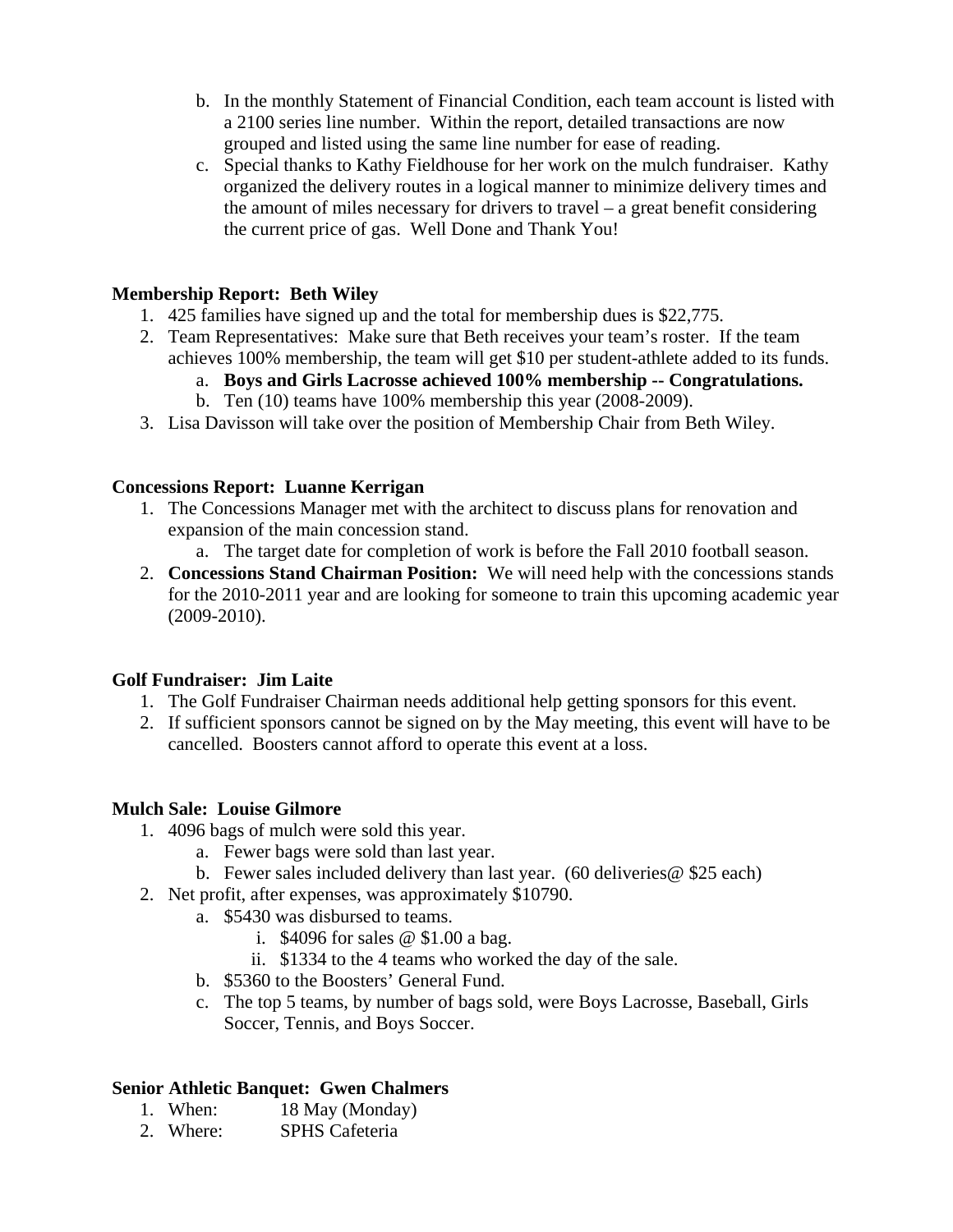b. In the monthly Statement of Financial Condition, each team account is listed with a 2100 series line number. Within the report, detailed transactions are now grouped and listed using the same line number for ease of reading.
   c. Special thanks to Kathy Fieldhouse for her work on the mulch fundraiser. Kathy organized the delivery routes in a logical manner to minimize delivery times and the amount of miles necessary for drivers to travel – a great benefit considering the current price of gas. Well Done and Thank You!

**Membership Report: Beth Wiley**

1. 425 families have signed up and the total for membership dues is $22,775.
2. Team Representatives: Make sure that Beth receives your team's roster. If the team achieves 100% membership, the team will get $10 per student-athlete added to its funds.
   a. **Boys and Girls Lacrosse achieved 100% membership -- Congratulations.**
   b. Ten (10) teams have 100% membership this year (2008-2009).
3. Lisa Davisson will take over the position of Membership Chair from Beth Wiley.

**Concessions Report: Luanne Kerrigan**

1. The Concessions Manager met with the architect to discuss plans for renovation and expansion of the main concession stand.
   a. The target date for completion of work is before the Fall 2010 football season.
2. **Concessions Stand Chairman Position:** We will need help with the concessions stands for the 2010-2011 year and are looking for someone to train this upcoming academic year (2009-2010).

**Golf Fundraiser: Jim Laite**

1. The Golf Fundraiser Chairman needs additional help getting sponsors for this event.
2. If sufficient sponsors cannot be signed on by the May meeting, this event will have to be cancelled. Boosters cannot afford to operate this event at a loss.

**Mulch Sale: Louise Gilmore**

1. 4096 bags of mulch were sold this year.
   a. Fewer bags were sold than last year.
   b. Fewer sales included delivery than last year. (60 deliveries@ $25 each)
2. Net profit, after expenses, was approximately $10790.
   a. $5430 was disbursed to teams.
      i. $4096 for sales @ $1.00 a bag.
      ii. $1334 to the 4 teams who worked the day of the sale.
   b. $5360 to the Boosters' General Fund.
   c. The top 5 teams, by number of bags sold, were Boys Lacrosse, Baseball, Girls Soccer, Tennis, and Boys Soccer.

**Senior Athletic Banquet: Gwen Chalmers**

1. When: 18 May (Monday)
2. Where: SPHS Cafeteria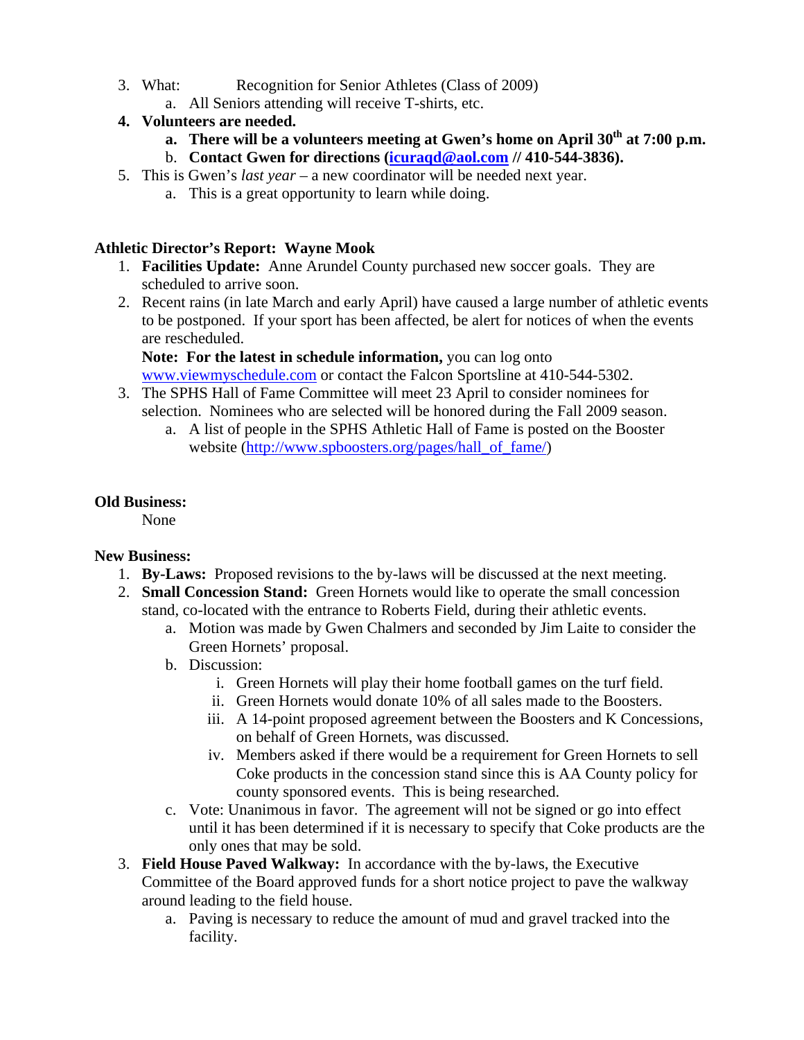3. What: Recognition for Senior Athletes (Class of 2009)
    a. All Seniors attending will receive T-shirts, etc.
4. **Volunteers are needed.**
    a. **There will be a volunteers meeting at Gwen's home on April 30th at 7:00 p.m.**
    b. **Contact Gwen for directions (icuraqd@aol.com // 410-544-3836).**
5. This is Gwen's *last year* – a new coordinator will be needed next year.
    a. This is a great opportunity to learn while doing.

**Athletic Director's Report: Wayne Mook**

1. **Facilities Update:** Anne Arundel County purchased new soccer goals. They are scheduled to arrive soon.
2. Recent rains (in late March and early April) have caused a large number of athletic events to be postponed. If your sport has been affected, be alert for notices of when the events are rescheduled.

   **Note: For the latest in schedule information,** you can log onto www.viewmyschedule.com or contact the Falcon Sportsline at 410-544-5302.
3. The SPHS Hall of Fame Committee will meet 23 April to consider nominees for selection. Nominees who are selected will be honored during the Fall 2009 season.
    a. A list of people in the SPHS Athletic Hall of Fame is posted on the Booster website (http://www.spboosters.org/pages/hall_of_fame/)

**Old Business:**

None

**New Business:**

1. **By-Laws:** Proposed revisions to the by-laws will be discussed at the next meeting.
2. **Small Concession Stand:** Green Hornets would like to operate the small concession stand, co-located with the entrance to Roberts Field, during their athletic events.
    a. Motion was made by Gwen Chalmers and seconded by Jim Laite to consider the Green Hornets' proposal.
    b. Discussion:
        i. Green Hornets will play their home football games on the turf field.
        ii. Green Hornets would donate 10% of all sales made to the Boosters.
        iii. A 14-point proposed agreement between the Boosters and K Concessions, on behalf of Green Hornets, was discussed.
        iv. Members asked if there would be a requirement for Green Hornets to sell Coke products in the concession stand since this is AA County policy for county sponsored events. This is being researched.
    c. Vote: Unanimous in favor. The agreement will not be signed or go into effect until it has been determined if it is necessary to specify that Coke products are the only ones that may be sold.
3. **Field House Paved Walkway:** In accordance with the by-laws, the Executive Committee of the Board approved funds for a short notice project to pave the walkway around leading to the field house.
    a. Paving is necessary to reduce the amount of mud and gravel tracked into the facility.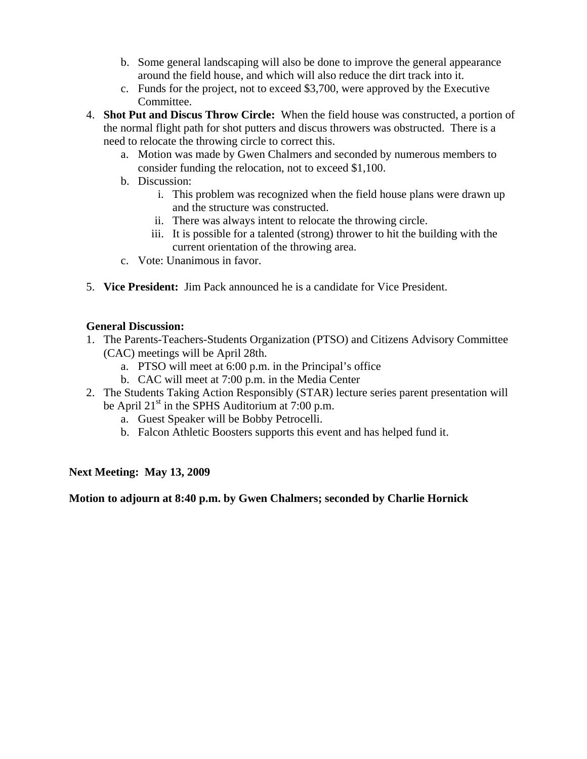b. Some general landscaping will also be done to improve the general appearance around the field house, and which will also reduce the dirt track into it.
   c. Funds for the project, not to exceed $3,700, were approved by the Executive Committee.
4. **Shot Put and Discus Throw Circle:** When the field house was constructed, a portion of the normal flight path for shot putters and discus throwers was obstructed. There is a need to relocate the throwing circle to correct this.
   a. Motion was made by Gwen Chalmers and seconded by numerous members to consider funding the relocation, not to exceed $1,100.
   b. Discussion:
      i. This problem was recognized when the field house plans were drawn up and the structure was constructed.
      ii. There was always intent to relocate the throwing circle.
      iii. It is possible for a talented (strong) thrower to hit the building with the current orientation of the throwing area.
   c. Vote: Unanimous in favor.

5. **Vice President:** Jim Pack announced he is a candidate for Vice President.

**General Discussion:**

1. The Parents-Teachers-Students Organization (PTSO) and Citizens Advisory Committee (CAC) meetings will be April 28th.
   a. PTSO will meet at 6:00 p.m. in the Principal's office
   b. CAC will meet at 7:00 p.m. in the Media Center
2. The Students Taking Action Responsibly (STAR) lecture series parent presentation will be April 21st in the SPHS Auditorium at 7:00 p.m.
   a. Guest Speaker will be Bobby Petrocelli.
   b. Falcon Athletic Boosters supports this event and has helped fund it.

**Next Meeting: May 13, 2009**

**Motion to adjourn at 8:40 p.m. by Gwen Chalmers; seconded by Charlie Hornick**